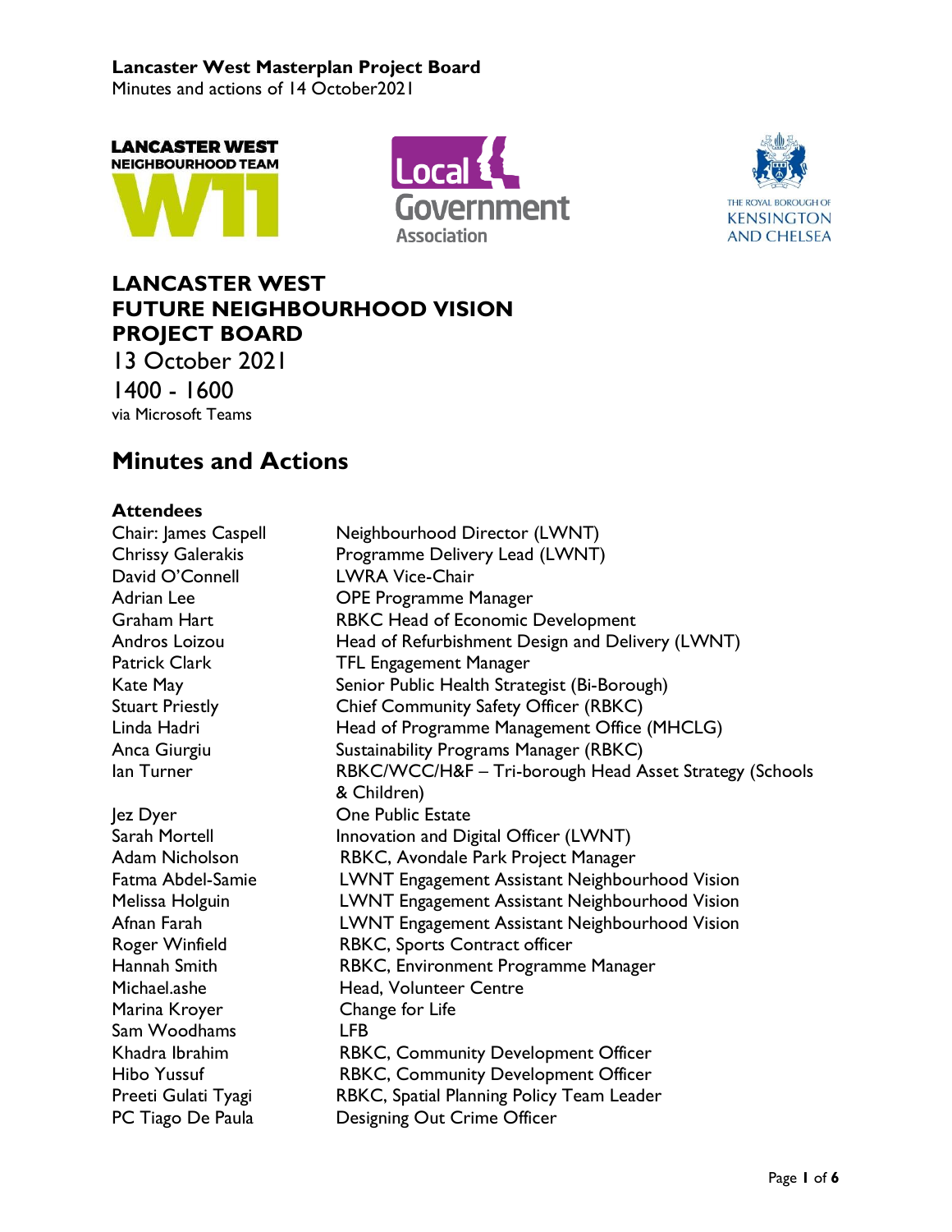**Lancaster West Masterplan Project Board**
Minutes and actions of 14 October2021

# LANCASTER WEST FUTURE NEIGHBOURHOOD VISION PROJECT BOARD

13 October 2021

1400 - 1600

via Microsoft Teams

## Minutes and Actions

### Attendees

| | |
|---|---|
| Chair: James Caspell | Neighbourhood Director (LWNT) |
| Chrissy Galerakis | Programme Delivery Lead (LWNT) |
| David O'Connell | LWRA Vice-Chair |
| Adrian Lee | OPE Programme Manager |
| Graham Hart | RBKC Head of Economic Development |
| Andros Loizou | Head of Refurbishment Design and Delivery (LWNT) |
| Patrick Clark | TFL Engagement Manager |
| Kate May | Senior Public Health Strategist (Bi-Borough) |
| Stuart Priestly | Chief Community Safety Officer (RBKC) |
| Linda Hadri | Head of Programme Management Office (MHCLG) |
| Anca Giurgiu | Sustainability Programs Manager (RBKC) |
| Ian Turner | RBKC/WCC/H&F – Tri-borough Head Asset Strategy (Schools & Children) |
| Jez Dyer | One Public Estate |
| Sarah Mortell | Innovation and Digital Officer (LWNT) |
| Adam Nicholson | RBKC, Avondale Park Project Manager |
| Fatma Abdel-Samie | LWNT Engagement Assistant Neighbourhood Vision |
| Melissa Holguin | LWNT Engagement Assistant Neighbourhood Vision |
| Afnan Farah | LWNT Engagement Assistant Neighbourhood Vision |
| Roger Winfield | RBKC, Sports Contract officer |
| Hannah Smith | RBKC, Environment Programme Manager |
| Michael.ashe | Head, Volunteer Centre |
| Marina Kroyer | Change for Life |
| Sam Woodhams | LFB |
| Khadra Ibrahim | RBKC, Community Development Officer |
| Hibo Yussuf | RBKC, Community Development Officer |
| Preeti Gulati Tyagi | RBKC, Spatial Planning Policy Team Leader |
| PC Tiago De Paula | Designing Out Crime Officer |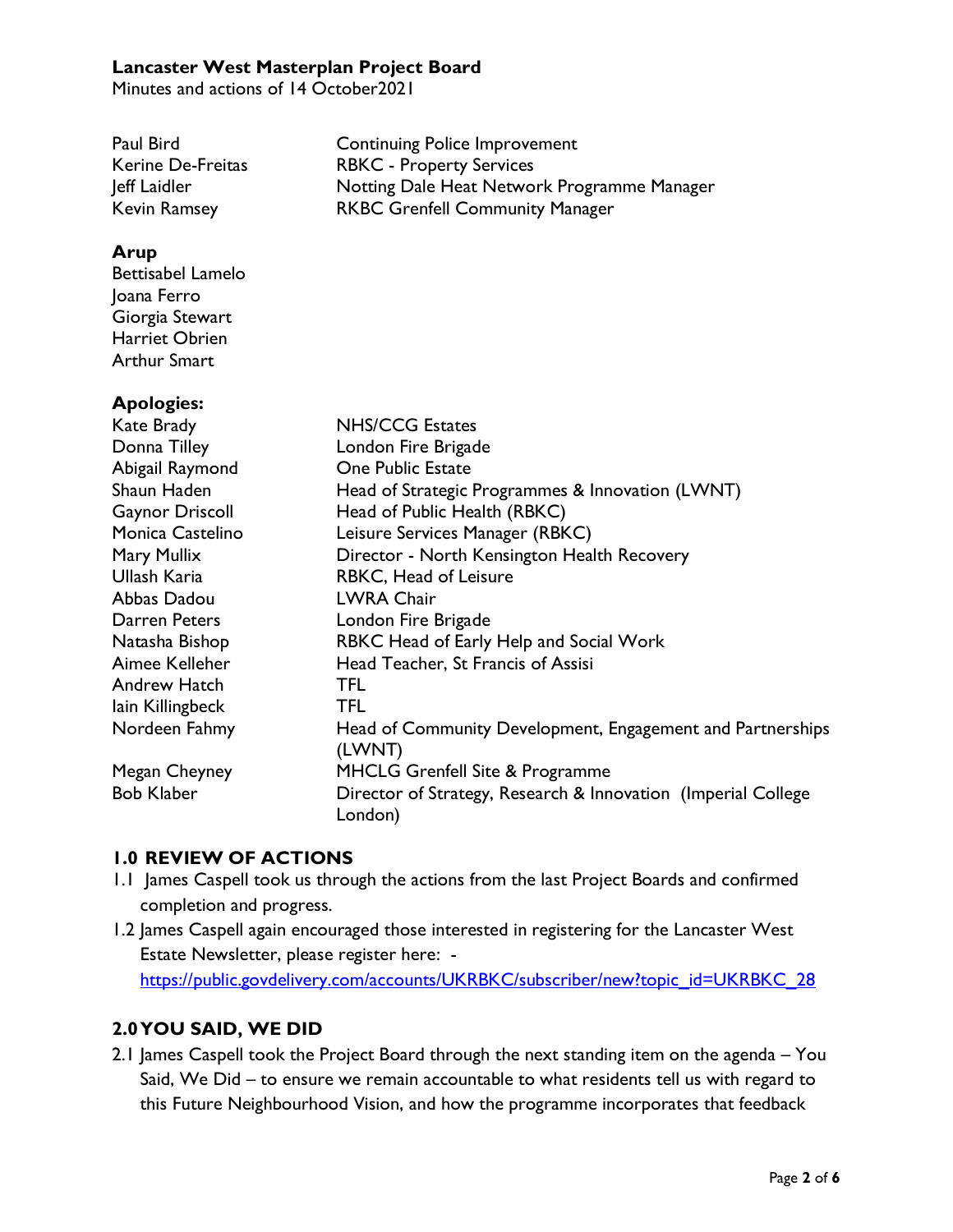**Lancaster West Masterplan Project Board**
Minutes and actions of 14 October2021

| | |
|---|---|
| Paul Bird | Continuing Police Improvement |
| Kerine De-Freitas | RBKC - Property Services |
| Jeff Laidler | Notting Dale Heat Network Programme Manager |
| Kevin Ramsey | RKBC Grenfell Community Manager |

**Arup**
Bettisabel Lamelo
Joana Ferro
Giorgia Stewart
Harriet Obrien
Arthur Smart

**Apologies:**

| | |
|---|---|
| Kate Brady | NHS/CCG Estates |
| Donna Tilley | London Fire Brigade |
| Abigail Raymond | One Public Estate |
| Shaun Haden | Head of Strategic Programmes & Innovation (LWNT) |
| Gaynor Driscoll | Head of Public Health (RBKC) |
| Monica Castelino | Leisure Services Manager (RBKC) |
| Mary Mullix | Director - North Kensington Health Recovery |
| Ullash Karia | RBKC, Head of Leisure |
| Abbas Dadou | LWRA Chair |
| Darren Peters | London Fire Brigade |
| Natasha Bishop | RBKC Head of Early Help and Social Work |
| Aimee Kelleher | Head Teacher, St Francis of Assisi |
| Andrew Hatch | TFL |
| Iain Killingbeck | TFL |
| Nordeen Fahmy | Head of Community Development, Engagement and Partnerships (LWNT) |
| Megan Cheyney | MHCLG Grenfell Site & Programme |
| Bob Klaber | Director of Strategy, Research & Innovation (Imperial College London) |

## 1.0 REVIEW OF ACTIONS

1.1 James Caspell took us through the actions from the last Project Boards and confirmed completion and progress.

1.2 James Caspell again encouraged those interested in registering for the Lancaster West Estate Newsletter, please register here: - https://public.govdelivery.com/accounts/UKRBKC/subscriber/new?topic_id=UKRBKC_28

## 2.0 YOU SAID, WE DID

2.1 James Caspell took the Project Board through the next standing item on the agenda – You Said, We Did – to ensure we remain accountable to what residents tell us with regard to this Future Neighbourhood Vision, and how the programme incorporates that feedback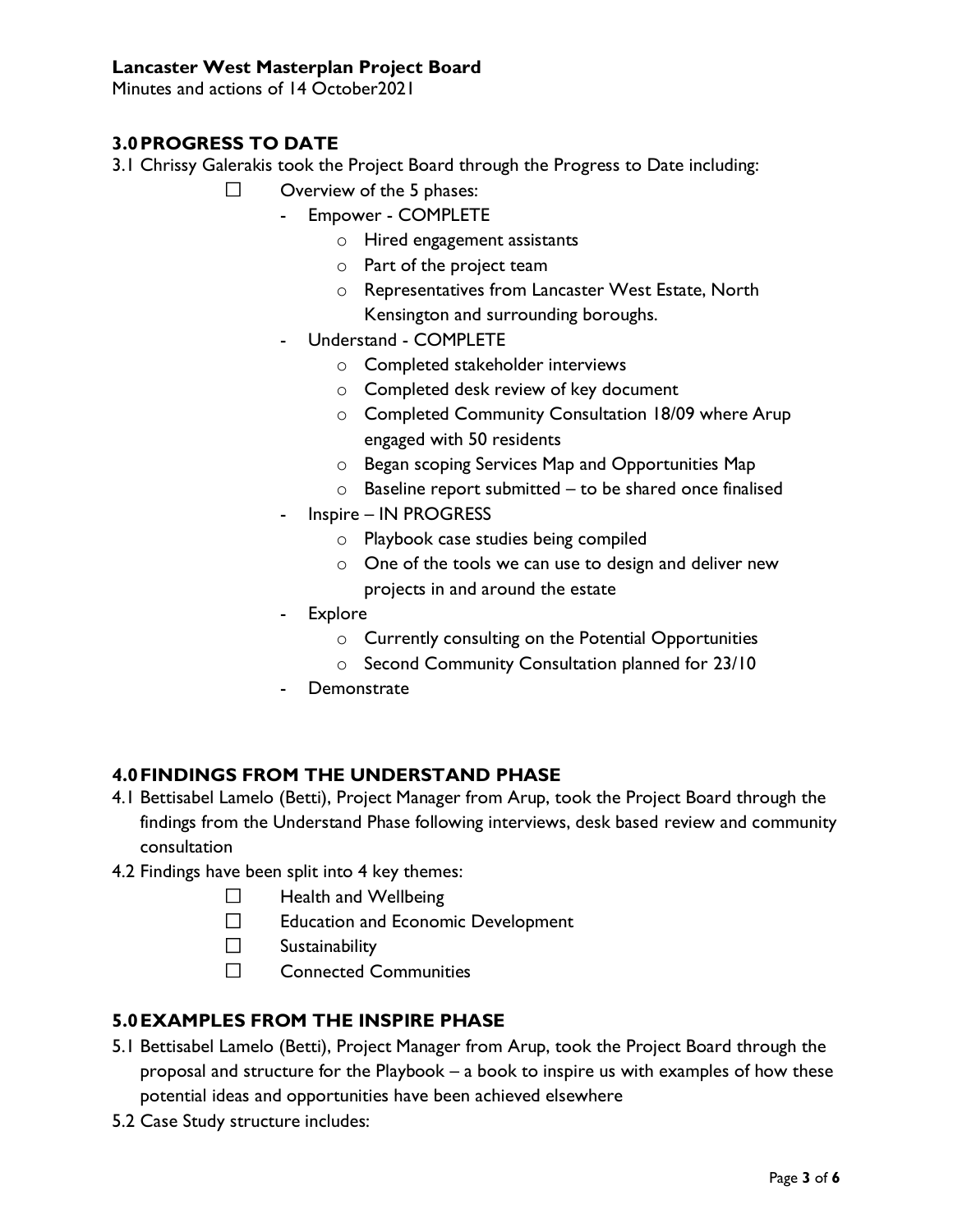Lancaster West Masterplan Project Board
Minutes and actions of 14 October2021

## 3.0 PROGRESS TO DATE

3.1 Chrissy Galerakis took the Project Board through the Progress to Date including:

- ☐ Overview of the 5 phases:
  - Empower - COMPLETE
    - Hired engagement assistants
    - Part of the project team
    - Representatives from Lancaster West Estate, North Kensington and surrounding boroughs.
  - Understand - COMPLETE
    - Completed stakeholder interviews
    - Completed desk review of key document
    - Completed Community Consultation 18/09 where Arup engaged with 50 residents
    - Began scoping Services Map and Opportunities Map
    - Baseline report submitted – to be shared once finalised
  - Inspire – IN PROGRESS
    - Playbook case studies being compiled
    - One of the tools we can use to design and deliver new projects in and around the estate
  - Explore
    - Currently consulting on the Potential Opportunities
    - Second Community Consultation planned for 23/10
  - Demonstrate

## 4.0 FINDINGS FROM THE UNDERSTAND PHASE

4.1 Bettisabel Lamelo (Betti), Project Manager from Arup, took the Project Board through the findings from the Understand Phase following interviews, desk based review and community consultation

4.2 Findings have been split into 4 key themes:

- ☐ Health and Wellbeing
- ☐ Education and Economic Development
- ☐ Sustainability
- ☐ Connected Communities

## 5.0 EXAMPLES FROM THE INSPIRE PHASE

5.1 Bettisabel Lamelo (Betti), Project Manager from Arup, took the Project Board through the proposal and structure for the Playbook – a book to inspire us with examples of how these potential ideas and opportunities have been achieved elsewhere

5.2 Case Study structure includes: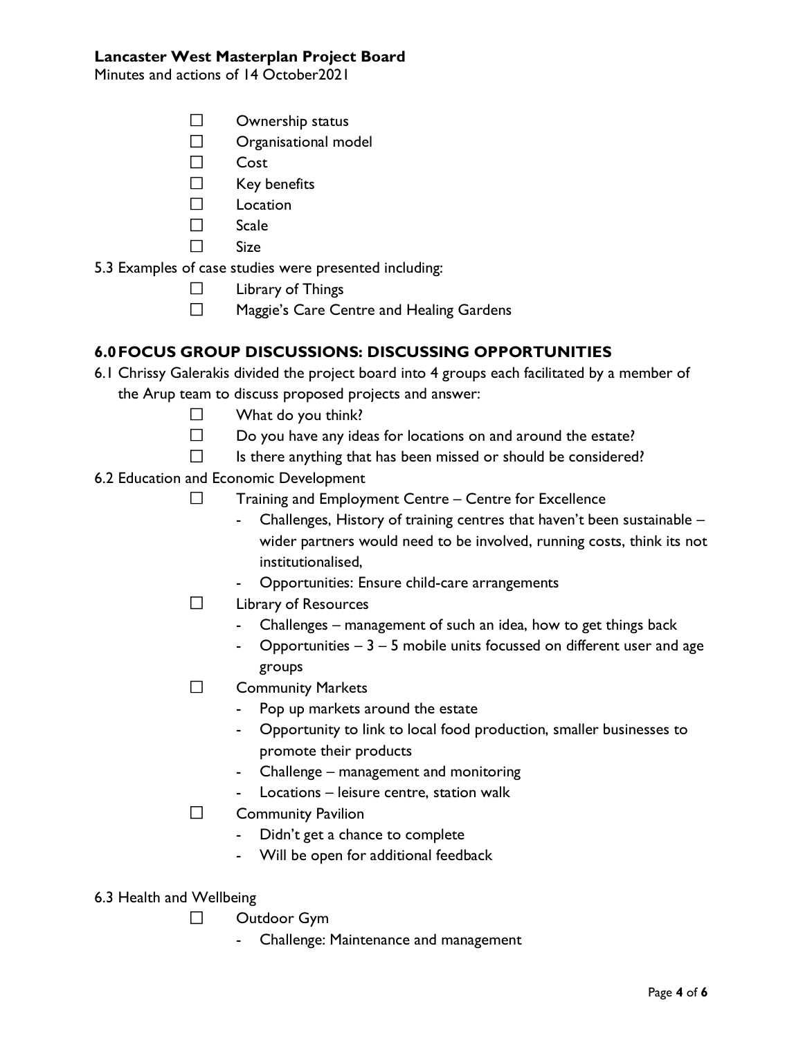- ☐ Ownership status
- ☐ Organisational model
- ☐ Cost
- ☐ Key benefits
- ☐ Location
- ☐ Scale
- ☐ Size

5.3 Examples of case studies were presented including:

- ☐ Library of Things
- ☐ Maggie's Care Centre and Healing Gardens

## 6.0 FOCUS GROUP DISCUSSIONS: DISCUSSING OPPORTUNITIES

6.1 Chrissy Galerakis divided the project board into 4 groups each facilitated by a member of the Arup team to discuss proposed projects and answer:

- ☐ What do you think?
- ☐ Do you have any ideas for locations on and around the estate?
- ☐ Is there anything that has been missed or should be considered?

6.2 Education and Economic Development

- ☐ Training and Employment Centre – Centre for Excellence
  - Challenges, History of training centres that haven't been sustainable – wider partners would need to be involved, running costs, think its not institutionalised,
  - Opportunities: Ensure child-care arrangements
- ☐ Library of Resources
  - Challenges – management of such an idea, how to get things back
  - Opportunities – 3 – 5 mobile units focussed on different user and age groups
- ☐ Community Markets
  - Pop up markets around the estate
  - Opportunity to link to local food production, smaller businesses to promote their products
  - Challenge – management and monitoring
  - Locations – leisure centre, station walk
- ☐ Community Pavilion
  - Didn't get a chance to complete
  - Will be open for additional feedback

6.3 Health and Wellbeing

- ☐ Outdoor Gym
  - Challenge: Maintenance and management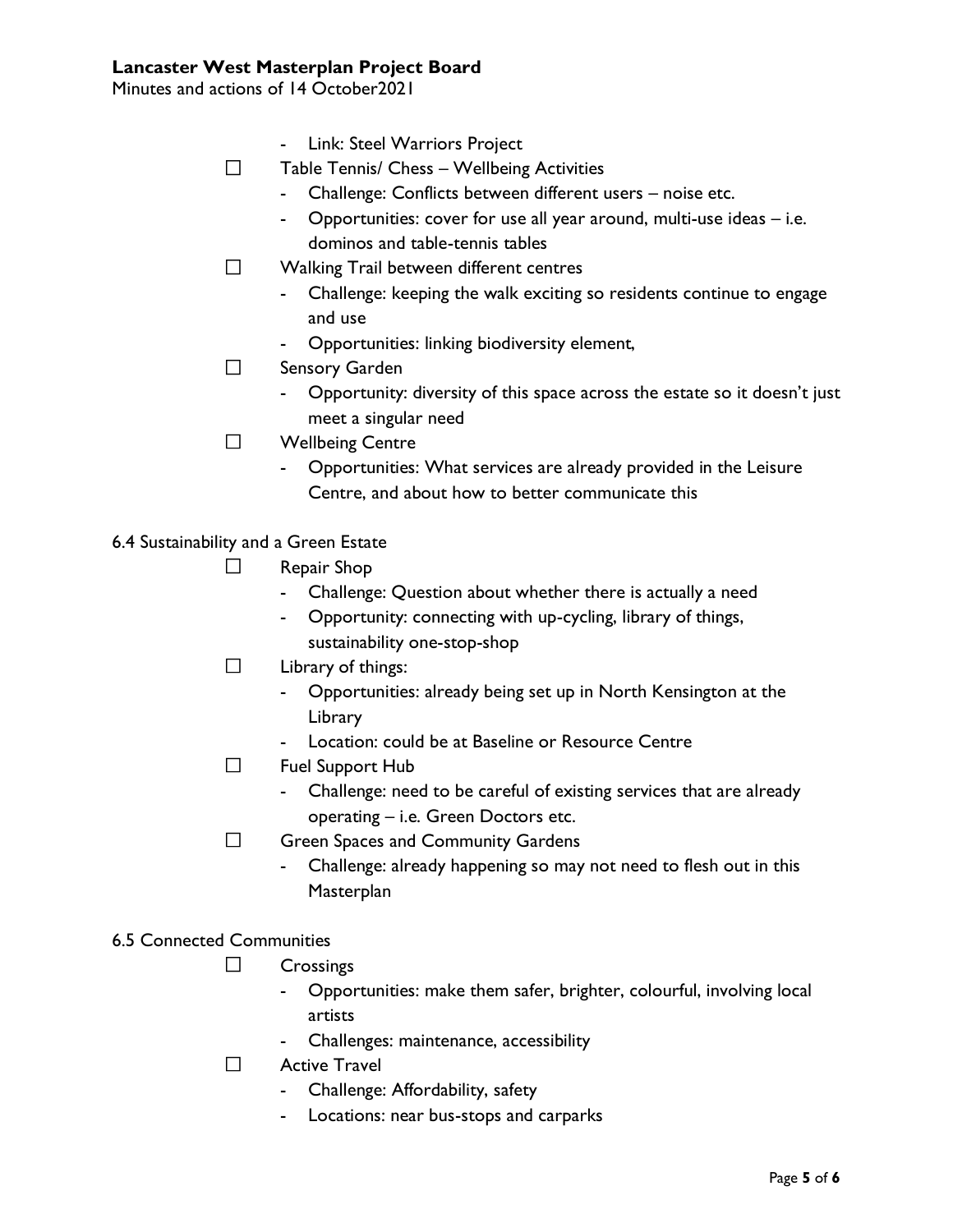- Link: Steel Warriors Project

- [ ] Table Tennis/ Chess – Wellbeing Activities
    - Challenge: Conflicts between different users – noise etc.
    - Opportunities: cover for use all year around, multi-use ideas – i.e. dominos and table-tennis tables
- [ ] Walking Trail between different centres
    - Challenge: keeping the walk exciting so residents continue to engage and use
    - Opportunities: linking biodiversity element,
- [ ] Sensory Garden
    - Opportunity: diversity of this space across the estate so it doesn't just meet a singular need
- [ ] Wellbeing Centre
    - Opportunities: What services are already provided in the Leisure Centre, and about how to better communicate this

6.4 Sustainability and a Green Estate

- [ ] Repair Shop
    - Challenge: Question about whether there is actually a need
    - Opportunity: connecting with up-cycling, library of things, sustainability one-stop-shop
- [ ] Library of things:
    - Opportunities: already being set up in North Kensington at the Library
    - Location: could be at Baseline or Resource Centre
- [ ] Fuel Support Hub
    - Challenge: need to be careful of existing services that are already operating – i.e. Green Doctors etc.
- [ ] Green Spaces and Community Gardens
    - Challenge: already happening so may not need to flesh out in this Masterplan

6.5 Connected Communities

- [ ] Crossings
    - Opportunities: make them safer, brighter, colourful, involving local artists
    - Challenges: maintenance, accessibility
- [ ] Active Travel
    - Challenge: Affordability, safety
    - Locations: near bus-stops and carparks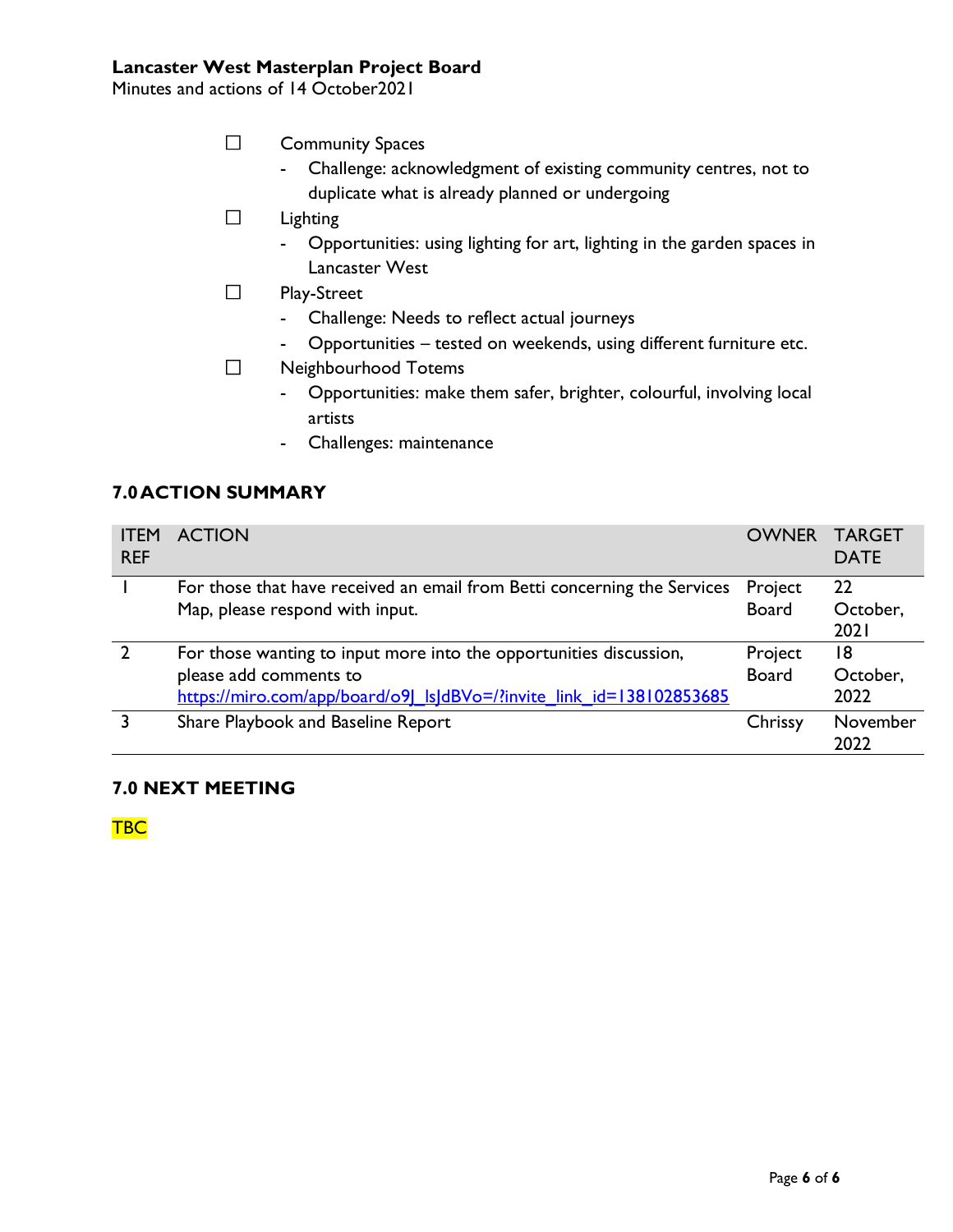- ☐ Community Spaces
  - Challenge: acknowledgment of existing community centres, not to duplicate what is already planned or undergoing
- ☐ Lighting
  - Opportunities: using lighting for art, lighting in the garden spaces in Lancaster West
- ☐ Play-Street
  - Challenge: Needs to reflect actual journeys
  - Opportunities – tested on weekends, using different furniture etc.
- ☐ Neighbourhood Totems
  - Opportunities: make them safer, brighter, colourful, involving local artists
  - Challenges: maintenance

## 7.0 ACTION SUMMARY

| ITEM REF | ACTION | OWNER | TARGET DATE |
|---|---|---|---|
| 1 | For those that have received an email from Betti concerning the Services Map, please respond with input. | Project Board | 22 October, 2021 |
| 2 | For those wanting to input more into the opportunities discussion, please add comments to https://miro.com/app/board/o9J_lsJdBVo=/?invite_link_id=138102853685 | Project Board | 18 October, 2022 |
| 3 | Share Playbook and Baseline Report | Chrissy | November 2022 |

## 7.0 NEXT MEETING

TBC